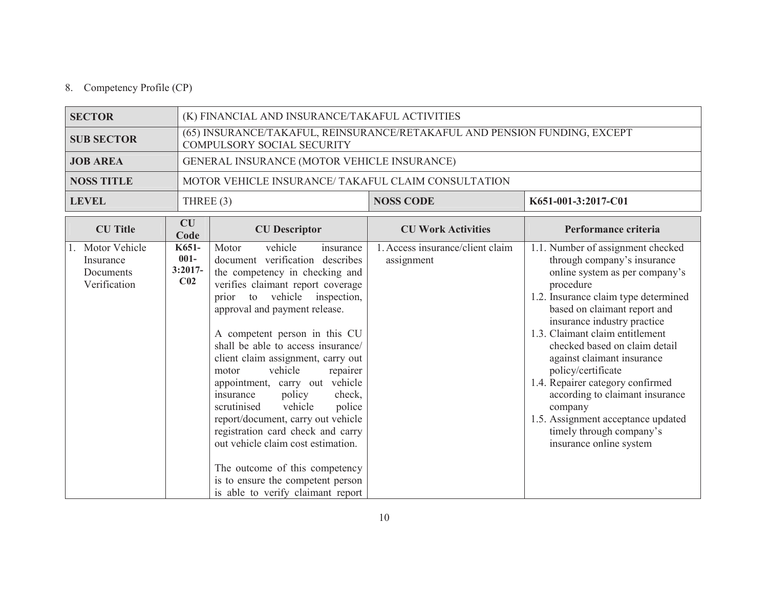8. Competency Profile (CP)

| SECTOR | (K) FINANCIAL AND INSURANCE/TAKAFUL ACTIVITIES | | |
|---|---|---|---|
| **SUB SECTOR** | (65) INSURANCE/TAKAFUL, REINSURANCE/RETAKAFUL AND PENSION FUNDING, EXCEPT COMPULSORY SOCIAL SECURITY | | |
| **JOB AREA** | GENERAL INSURANCE (MOTOR VEHICLE INSURANCE) | | |
| **NOSS TITLE** | MOTOR VEHICLE INSURANCE/ TAKAFUL CLAIM CONSULTATION | | |
| **LEVEL** | THREE (3) | **NOSS CODE** | **K651-001-3:2017-C01** |

| CU Title | CU Code | CU Descriptor | CU Work Activities | Performance criteria |
|---|---|---|---|---|
| 1. Motor Vehicle Insurance Documents Verification | **K651-001-3:2017-C02** | Motor vehicle insurance document verification describes the competency in checking and verifies claimant report coverage prior to vehicle inspection, approval and payment release.<br><br>A competent person in this CU shall be able to access insurance/ client claim assignment, carry out motor vehicle repairer appointment, carry out vehicle insurance policy check, scrutinised vehicle police report/document, carry out vehicle registration card check and carry out vehicle claim cost estimation.<br><br>The outcome of this competency is to ensure the competent person is able to verify claimant report | 1. Access insurance/client claim assignment | 1.1. Number of assignment checked through company's insurance online system as per company's procedure<br>1.2. Insurance claim type determined based on claimant report and insurance industry practice<br>1.3. Claimant claim entitlement checked based on claim detail against claimant insurance policy/certificate<br>1.4. Repairer category confirmed according to claimant insurance company<br>1.5. Assignment acceptance updated timely through company's insurance online system |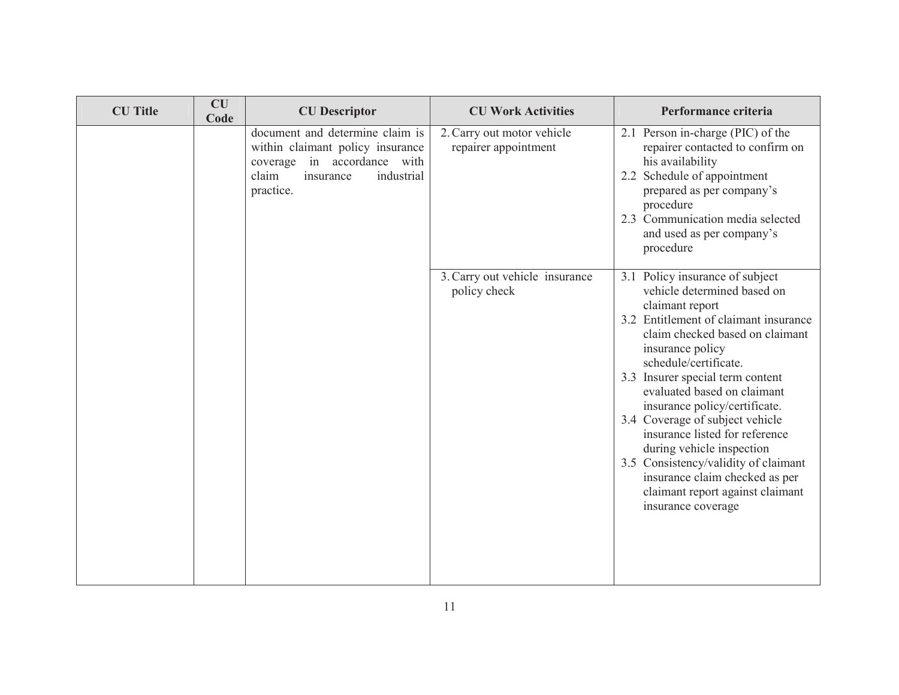| CU Title | CU Code | CU Descriptor | CU Work Activities | Performance criteria |
|---|---|---|---|---|
| | | document and determine claim is within claimant policy insurance coverage in accordance with claim insurance industrial practice. | 2. Carry out motor vehicle repairer appointment | 2.1 Person in-charge (PIC) of the repairer contacted to confirm on his availability<br>2.2 Schedule of appointment prepared as per company's procedure<br>2.3 Communication media selected and used as per company's procedure |
| | | | 3. Carry out vehicle insurance policy check | 3.1 Policy insurance of subject vehicle determined based on claimant report<br>3.2 Entitlement of claimant insurance claim checked based on claimant insurance policy schedule/certificate.<br>3.3 Insurer special term content evaluated based on claimant insurance policy/certificate.<br>3.4 Coverage of subject vehicle insurance listed for reference during vehicle inspection<br>3.5 Consistency/validity of claimant insurance claim checked as per claimant report against claimant insurance coverage |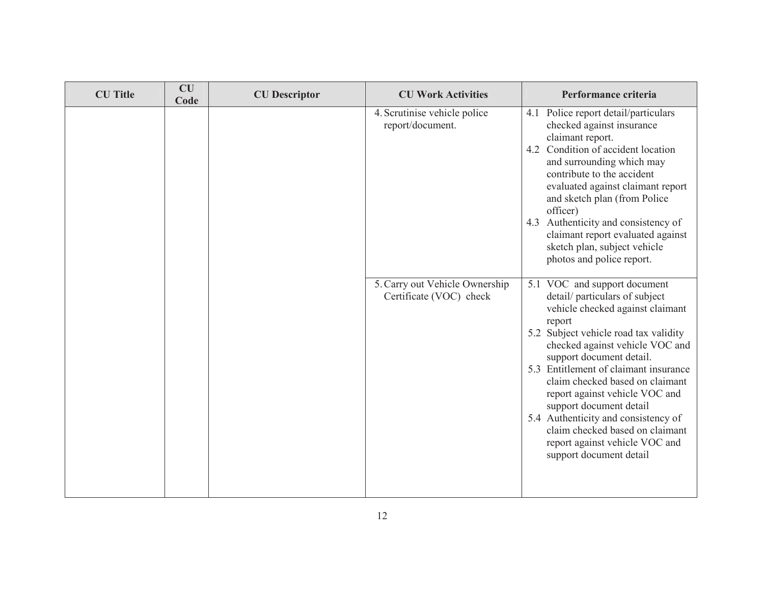| CU Title | CU Code | CU Descriptor | CU Work Activities | Performance criteria |
|---|---|---|---|---|
| | | | 4. Scrutinise vehicle police report/document. | 4.1 Police report detail/particulars checked against insurance claimant report.<br>4.2 Condition of accident location and surrounding which may contribute to the accident evaluated against claimant report and sketch plan (from Police officer)<br>4.3 Authenticity and consistency of claimant report evaluated against sketch plan, subject vehicle photos and police report. |
| | | | 5. Carry out Vehicle Ownership Certificate (VOC) check | 5.1 VOC and support document detail/ particulars of subject vehicle checked against claimant report<br>5.2 Subject vehicle road tax validity checked against vehicle VOC and support document detail.<br>5.3 Entitlement of claimant insurance claim checked based on claimant report against vehicle VOC and support document detail<br>5.4 Authenticity and consistency of claim checked based on claimant report against vehicle VOC and support document detail |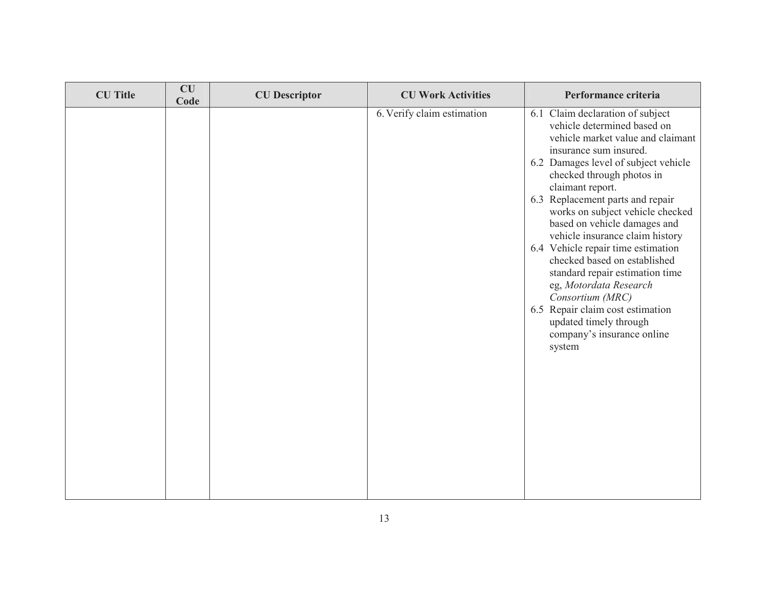| CU Title | CU Code | CU Descriptor | CU Work Activities | Performance criteria |
|---|---|---|---|---|
| | | | 6. Verify claim estimation | 6.1 Claim declaration of subject vehicle determined based on vehicle market value and claimant insurance sum insured.<br>6.2 Damages level of subject vehicle checked through photos in claimant report.<br>6.3 Replacement parts and repair works on subject vehicle checked based on vehicle damages and vehicle insurance claim history<br>6.4 Vehicle repair time estimation checked based on established standard repair estimation time eg, *Motordata Research Consortium (MRC)*<br>6.5 Repair claim cost estimation updated timely through company's insurance online system |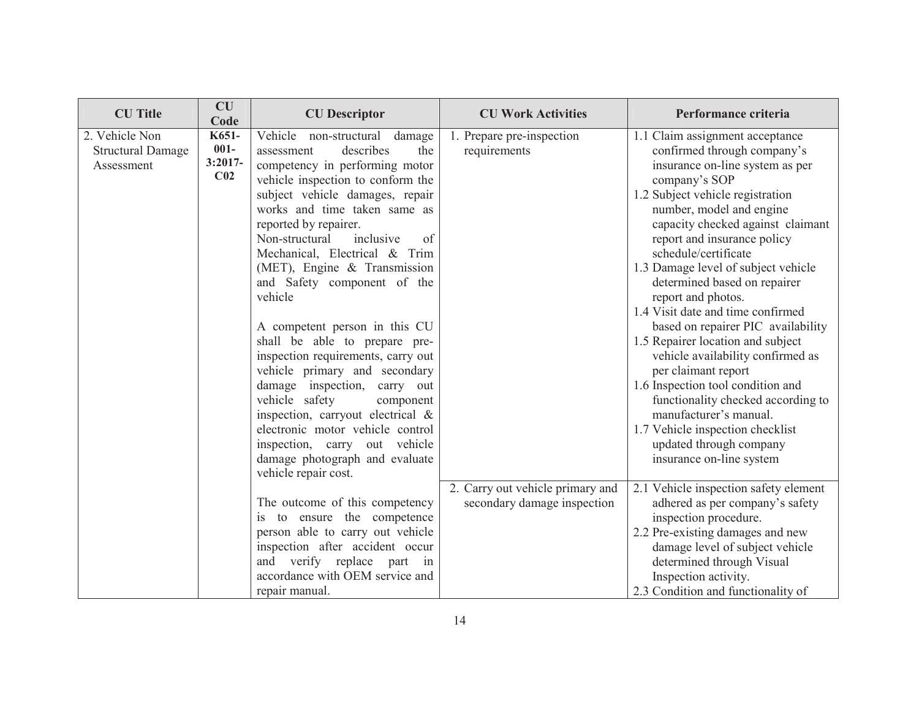| CU Title | CU Code | CU Descriptor | CU Work Activities | Performance criteria |
|---|---|---|---|---|
| 2. Vehicle Non Structural Damage Assessment | **K651-001-3:2017-C02** | Vehicle non-structural damage assessment describes the competency in performing motor vehicle inspection to conform the subject vehicle damages, repair works and time taken same as reported by repairer.<br>Non-structural inclusive of Mechanical, Electrical & Trim (MET), Engine & Transmission and Safety component of the vehicle<br><br>A competent person in this CU shall be able to prepare pre-inspection requirements, carry out vehicle primary and secondary damage inspection, carry out vehicle safety component inspection, carryout electrical & electronic motor vehicle control inspection, carry out vehicle damage photograph and evaluate vehicle repair cost.<br><br>The outcome of this competency is to ensure the competence person able to carry out vehicle inspection after accident occur and verify replace part in accordance with OEM service and repair manual. | 1. Prepare pre-inspection requirements | 1.1 Claim assignment acceptance confirmed through company's insurance on-line system as per company's SOP<br>1.2 Subject vehicle registration number, model and engine capacity checked against claimant report and insurance policy schedule/certificate<br>1.3 Damage level of subject vehicle determined based on repairer report and photos.<br>1.4 Visit date and time confirmed based on repairer PIC availability<br>1.5 Repairer location and subject vehicle availability confirmed as per claimant report<br>1.6 Inspection tool condition and functionality checked according to manufacturer's manual.<br>1.7 Vehicle inspection checklist updated through company insurance on-line system |
| | | | 2. Carry out vehicle primary and secondary damage inspection | 2.1 Vehicle inspection safety element adhered as per company's safety inspection procedure.<br>2.2 Pre-existing damages and new damage level of subject vehicle determined through Visual Inspection activity.<br>2.3 Condition and functionality of |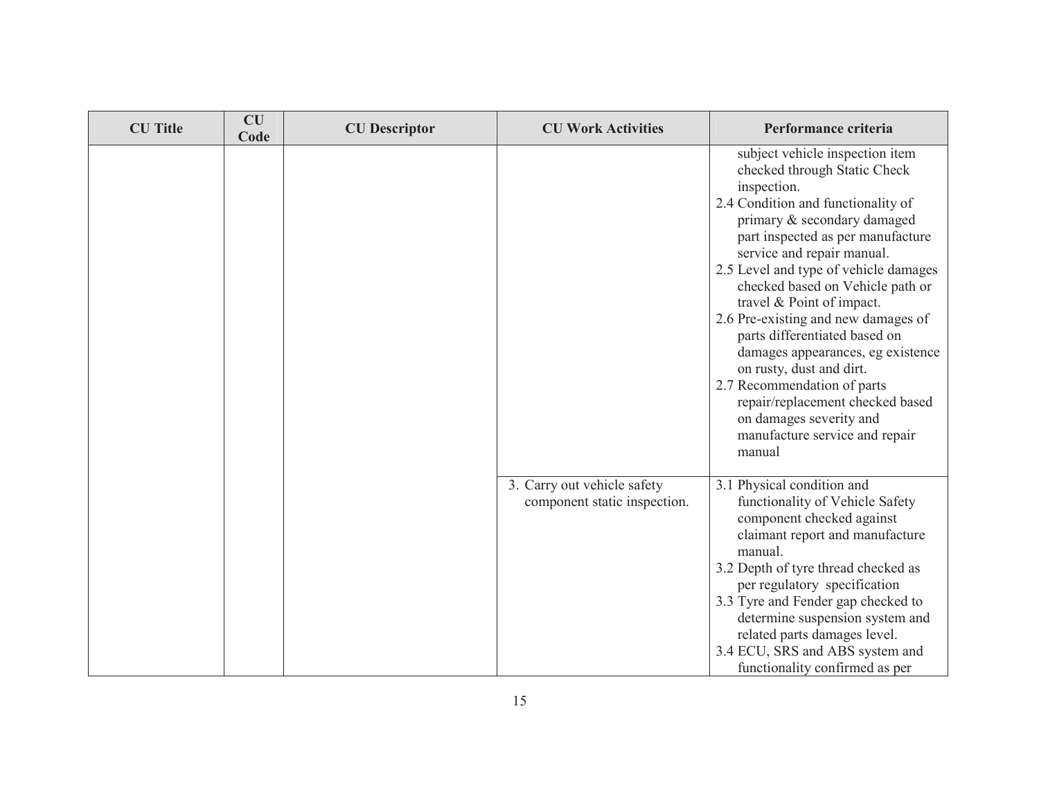| CU Title | CU Code | CU Descriptor | CU Work Activities | Performance criteria |
|---|---|---|---|---|
| | | | | subject vehicle inspection item checked through Static Check inspection.<br>2.4 Condition and functionality of primary & secondary damaged part inspected as per manufacture service and repair manual.<br>2.5 Level and type of vehicle damages checked based on Vehicle path or travel & Point of impact.<br>2.6 Pre-existing and new damages of parts differentiated based on damages appearances, eg existence on rusty, dust and dirt.<br>2.7 Recommendation of parts repair/replacement checked based on damages severity and manufacture service and repair manual |
| | | | 3. Carry out vehicle safety component static inspection. | 3.1 Physical condition and functionality of Vehicle Safety component checked against claimant report and manufacture manual.<br>3.2 Depth of tyre thread checked as per regulatory specification<br>3.3 Tyre and Fender gap checked to determine suspension system and related parts damages level.<br>3.4 ECU, SRS and ABS system and functionality confirmed as per |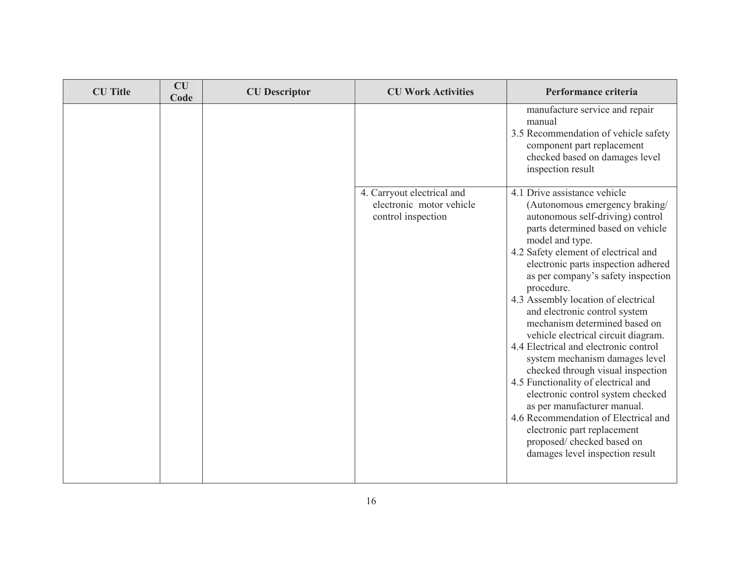| CU Title | CU Code | CU Descriptor | CU Work Activities | Performance criteria |
|---|---|---|---|---|
| | | | | manufacture service and repair manual<br>3.5 Recommendation of vehicle safety component part replacement checked based on damages level inspection result |
| | | | 4. Carryout electrical and electronic motor vehicle control inspection | 4.1 Drive assistance vehicle (Autonomous emergency braking/ autonomous self-driving) control parts determined based on vehicle model and type.<br>4.2 Safety element of electrical and electronic parts inspection adhered as per company's safety inspection procedure.<br>4.3 Assembly location of electrical and electronic control system mechanism determined based on vehicle electrical circuit diagram.<br>4.4 Electrical and electronic control system mechanism damages level checked through visual inspection<br>4.5 Functionality of electrical and electronic control system checked as per manufacturer manual.<br>4.6 Recommendation of Electrical and electronic part replacement proposed/ checked based on damages level inspection result |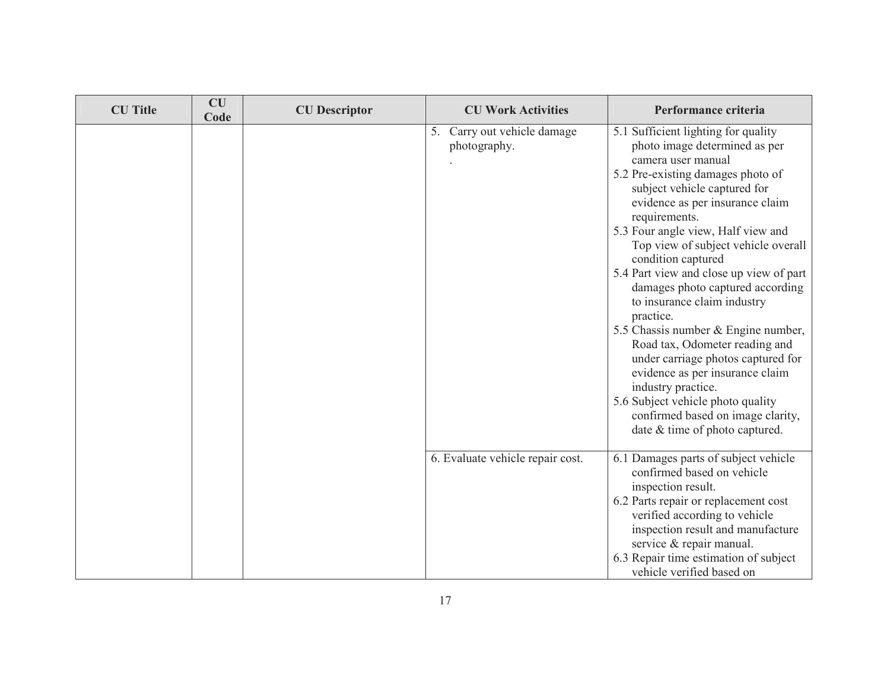| CU Title | CU Code | CU Descriptor | CU Work Activities | Performance criteria |
|---|---|---|---|---|
| | | | 5. Carry out vehicle damage photography.<br>. | 5.1 Sufficient lighting for quality photo image determined as per camera user manual<br>5.2 Pre-existing damages photo of subject vehicle captured for evidence as per insurance claim requirements.<br>5.3 Four angle view, Half view and Top view of subject vehicle overall condition captured<br>5.4 Part view and close up view of part damages photo captured according to insurance claim industry practice.<br>5.5 Chassis number & Engine number, Road tax, Odometer reading and under carriage photos captured for evidence as per insurance claim industry practice.<br>5.6 Subject vehicle photo quality confirmed based on image clarity, date & time of photo captured. |
| | | | 6. Evaluate vehicle repair cost. | 6.1 Damages parts of subject vehicle confirmed based on vehicle inspection result.<br>6.2 Parts repair or replacement cost verified according to vehicle inspection result and manufacture service & repair manual.<br>6.3 Repair time estimation of subject vehicle verified based on |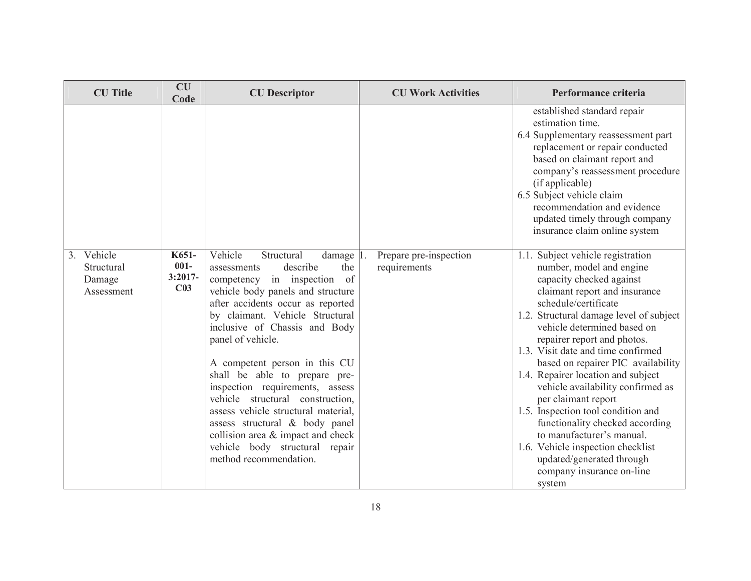| CU Title | CU Code | CU Descriptor | CU Work Activities | Performance criteria |
|---|---|---|---|---|
| | | | | established standard repair estimation time.<br>6.4 Supplementary reassessment part replacement or repair conducted based on claimant report and company's reassessment procedure (if applicable)<br>6.5 Subject vehicle claim recommendation and evidence updated timely through company insurance claim online system |
| 3. Vehicle Structural Damage Assessment | K651-001-3:2017-C03 | Vehicle Structural damage assessments describe the competency in inspection of vehicle body panels and structure after accidents occur as reported by claimant. Vehicle Structural inclusive of Chassis and Body panel of vehicle.<br><br>A competent person in this CU shall be able to prepare pre-inspection requirements, assess vehicle structural construction, assess vehicle structural material, assess structural & body panel collision area & impact and check vehicle body structural repair method recommendation. | 1. Prepare pre-inspection requirements | 1.1. Subject vehicle registration number, model and engine capacity checked against claimant report and insurance schedule/certificate<br>1.2. Structural damage level of subject vehicle determined based on repairer report and photos.<br>1.3. Visit date and time confirmed based on repairer PIC availability<br>1.4. Repairer location and subject vehicle availability confirmed as per claimant report<br>1.5. Inspection tool condition and functionality checked according to manufacturer's manual.<br>1.6. Vehicle inspection checklist updated/generated through company insurance on-line system |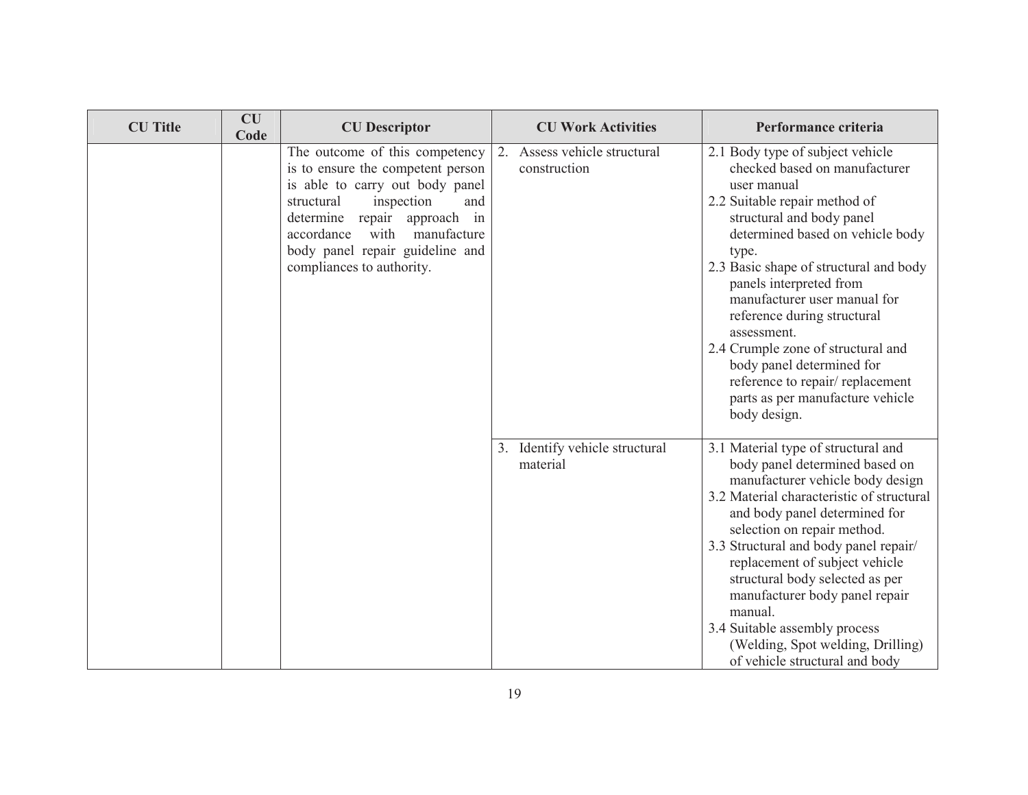| CU Title | CU Code | CU Descriptor | CU Work Activities | Performance criteria |
|---|---|---|---|---|
| | | The outcome of this competency is to ensure the competent person is able to carry out body panel structural inspection and determine repair approach in accordance with manufacture body panel repair guideline and compliances to authority. | 2. Assess vehicle structural construction | 2.1 Body type of subject vehicle checked based on manufacturer user manual<br>2.2 Suitable repair method of structural and body panel determined based on vehicle body type.<br>2.3 Basic shape of structural and body panels interpreted from manufacturer user manual for reference during structural assessment.<br>2.4 Crumple zone of structural and body panel determined for reference to repair/ replacement parts as per manufacture vehicle body design. |
| | | | 3. Identify vehicle structural material | 3.1 Material type of structural and body panel determined based on manufacturer vehicle body design<br>3.2 Material characteristic of structural and body panel determined for selection on repair method.<br>3.3 Structural and body panel repair/ replacement of subject vehicle structural body selected as per manufacturer body panel repair manual.<br>3.4 Suitable assembly process (Welding, Spot welding, Drilling) of vehicle structural and body |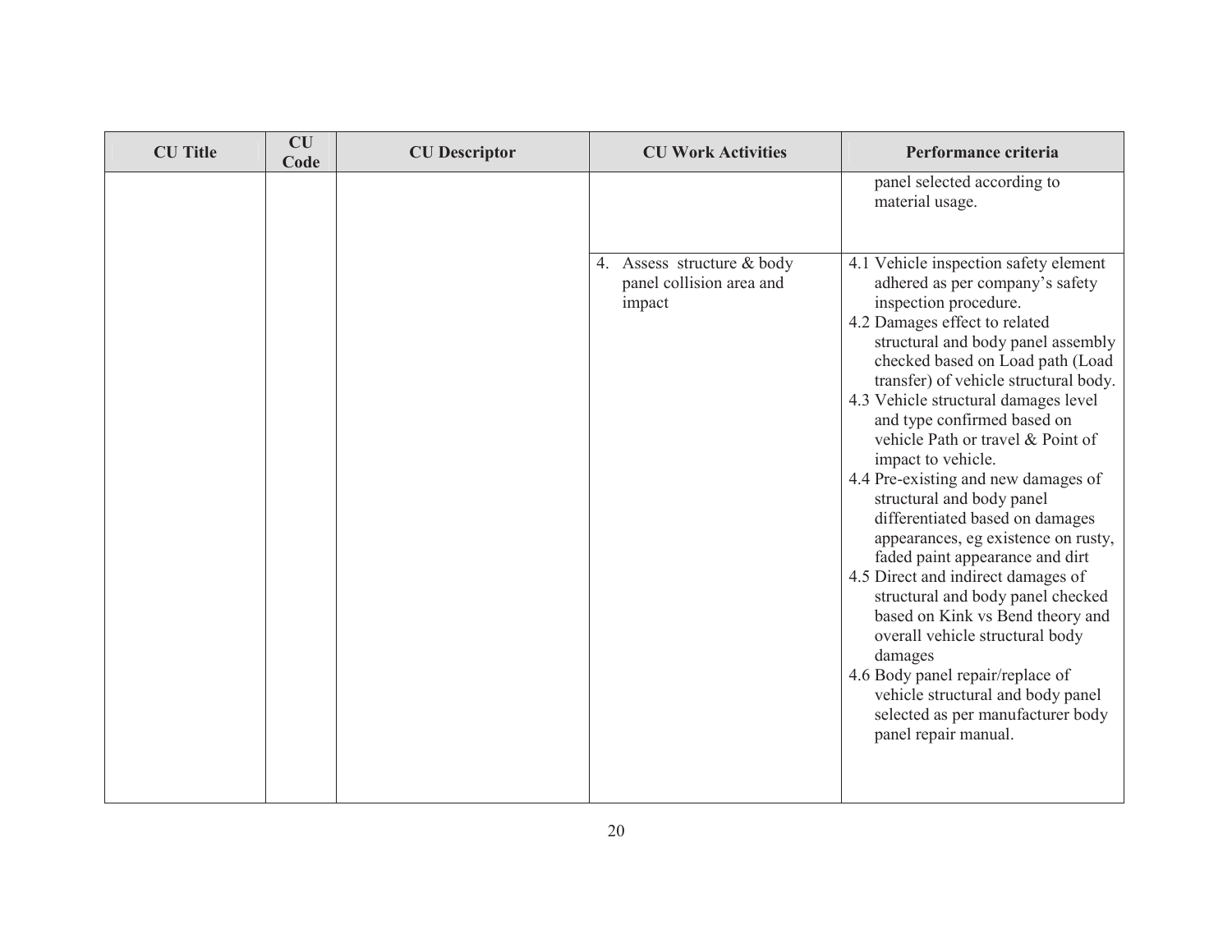| CU Title | CU Code | CU Descriptor | CU Work Activities | Performance criteria |
|---|---|---|---|---|
| | | | | panel selected according to material usage. |
| | | | 4. Assess structure & body panel collision area and impact | 4.1 Vehicle inspection safety element adhered as per company's safety inspection procedure.<br>4.2 Damages effect to related structural and body panel assembly checked based on Load path (Load transfer) of vehicle structural body.<br>4.3 Vehicle structural damages level and type confirmed based on vehicle Path or travel & Point of impact to vehicle.<br>4.4 Pre-existing and new damages of structural and body panel differentiated based on damages appearances, eg existence on rusty, faded paint appearance and dirt<br>4.5 Direct and indirect damages of structural and body panel checked based on Kink vs Bend theory and overall vehicle structural body damages<br>4.6 Body panel repair/replace of vehicle structural and body panel selected as per manufacturer body panel repair manual. |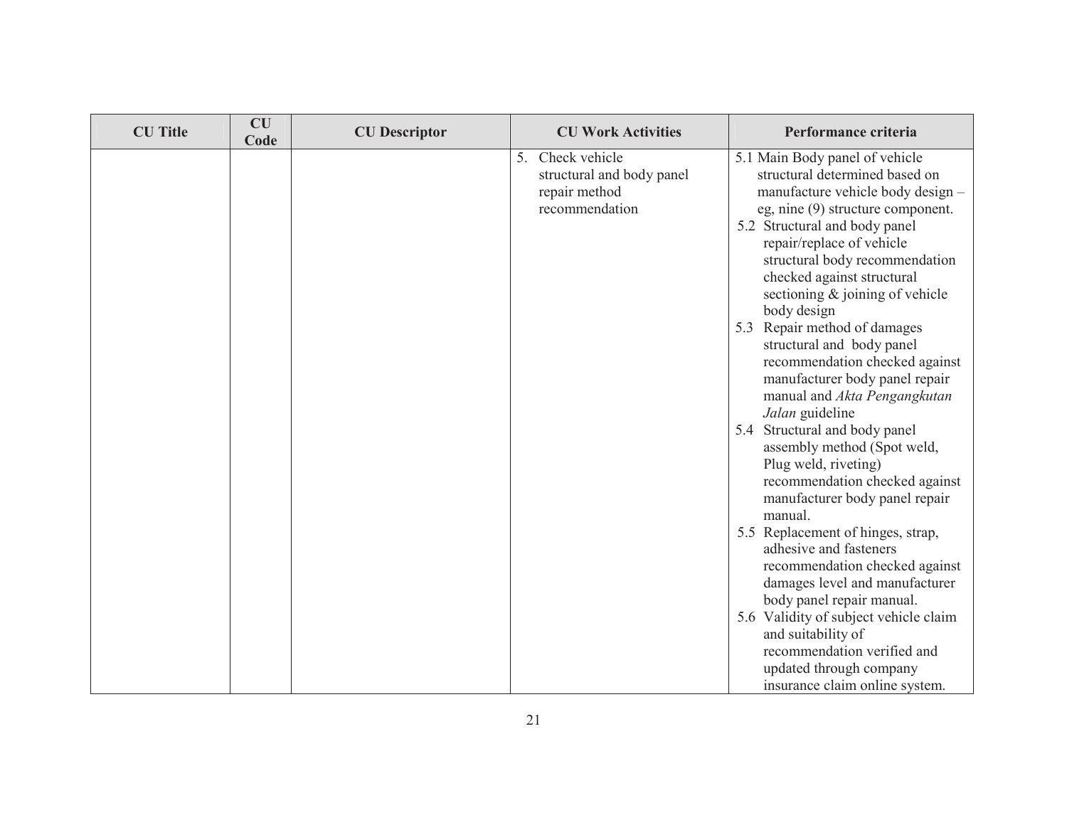| CU Title | CU Code | CU Descriptor | CU Work Activities | Performance criteria |
|---|---|---|---|---|
| | | | 5. Check vehicle structural and body panel repair method recommendation | 5.1 Main Body panel of vehicle structural determined based on manufacture vehicle body design – eg, nine (9) structure component.<br>5.2 Structural and body panel repair/replace of vehicle structural body recommendation checked against structural sectioning & joining of vehicle body design<br>5.3 Repair method of damages structural and body panel recommendation checked against manufacturer body panel repair manual and *Akta Pengangkutan Jalan* guideline<br>5.4 Structural and body panel assembly method (Spot weld, Plug weld, riveting) recommendation checked against manufacturer body panel repair manual.<br>5.5 Replacement of hinges, strap, adhesive and fasteners recommendation checked against damages level and manufacturer body panel repair manual.<br>5.6 Validity of subject vehicle claim and suitability of recommendation verified and updated through company insurance claim online system. |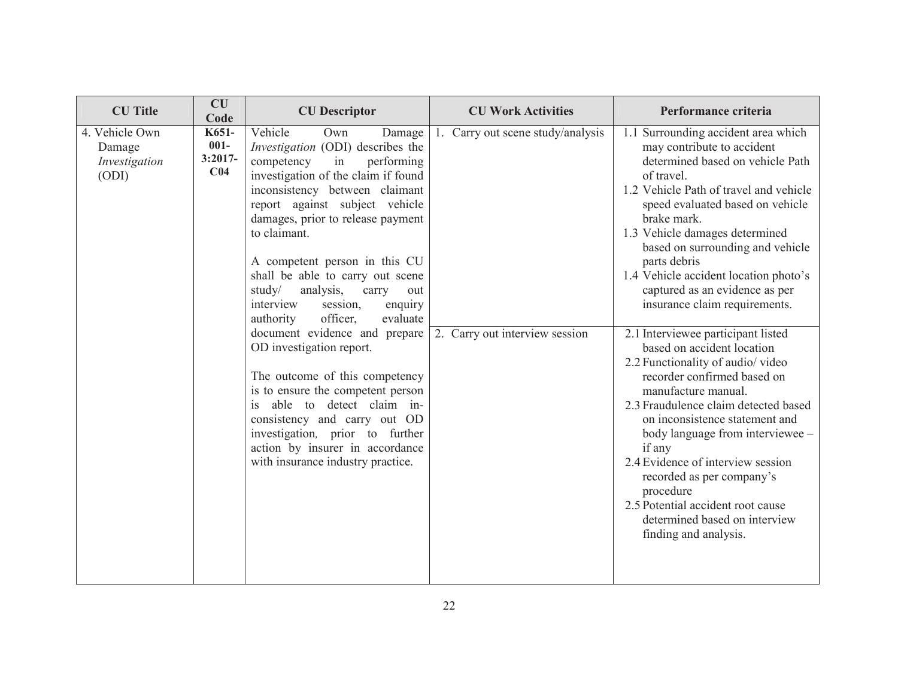| CU Title | CU Code | CU Descriptor | CU Work Activities | Performance criteria |
|---|---|---|---|---|
| 4. Vehicle Own Damage *Investigation* (ODI) | **K651-001-3:2017-C04** | Vehicle Own Damage *Investigation* (ODI) describes the competency in performing investigation of the claim if found inconsistency between claimant report against subject vehicle damages, prior to release payment to claimant.<br><br>A competent person in this CU shall be able to carry out scene study/ analysis, carry out interview session, enquiry authority officer, evaluate document evidence and prepare OD investigation report.<br><br>The outcome of this competency is to ensure the competent person is able to detect claim in-consistency and carry out OD investigation*,* prior to further action by insurer in accordance with insurance industry practice. | 1. Carry out scene study/analysis | 1.1 Surrounding accident area which may contribute to accident determined based on vehicle Path of travel.<br>1.2 Vehicle Path of travel and vehicle speed evaluated based on vehicle brake mark.<br>1.3 Vehicle damages determined based on surrounding and vehicle parts debris<br>1.4 Vehicle accident location photo's captured as an evidence as per insurance claim requirements. |
| | | | 2. Carry out interview session | 2.1 Interviewee participant listed based on accident location<br>2.2 Functionality of audio/ video recorder confirmed based on manufacture manual.<br>2.3 Fraudulence claim detected based on inconsistence statement and body language from interviewee – if any<br>2.4 Evidence of interview session recorded as per company's procedure<br>2.5 Potential accident root cause determined based on interview finding and analysis. |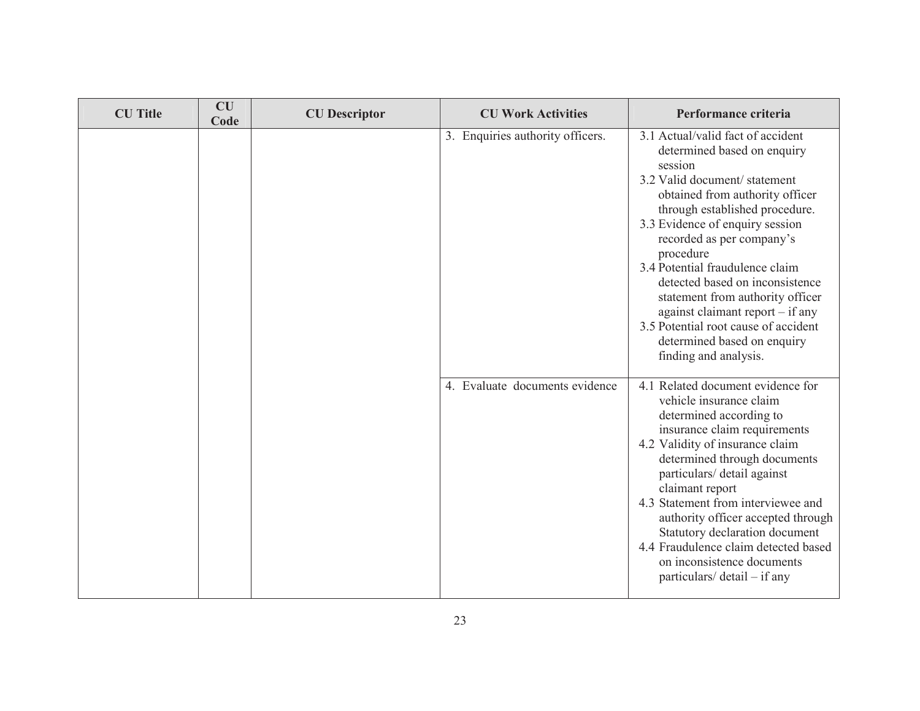| CU Title | CU Code | CU Descriptor | CU Work Activities | Performance criteria |
|---|---|---|---|---|
| | | | 3. Enquiries authority officers. | 3.1 Actual/valid fact of accident determined based on enquiry session<br>3.2 Valid document/ statement obtained from authority officer through established procedure.<br>3.3 Evidence of enquiry session recorded as per company's procedure<br>3.4 Potential fraudulence claim detected based on inconsistence statement from authority officer against claimant report – if any<br>3.5 Potential root cause of accident determined based on enquiry finding and analysis. |
| | | | 4. Evaluate documents evidence | 4.1 Related document evidence for vehicle insurance claim determined according to insurance claim requirements<br>4.2 Validity of insurance claim determined through documents particulars/ detail against claimant report<br>4.3 Statement from interviewee and authority officer accepted through Statutory declaration document<br>4.4 Fraudulence claim detected based on inconsistence documents particulars/ detail – if any |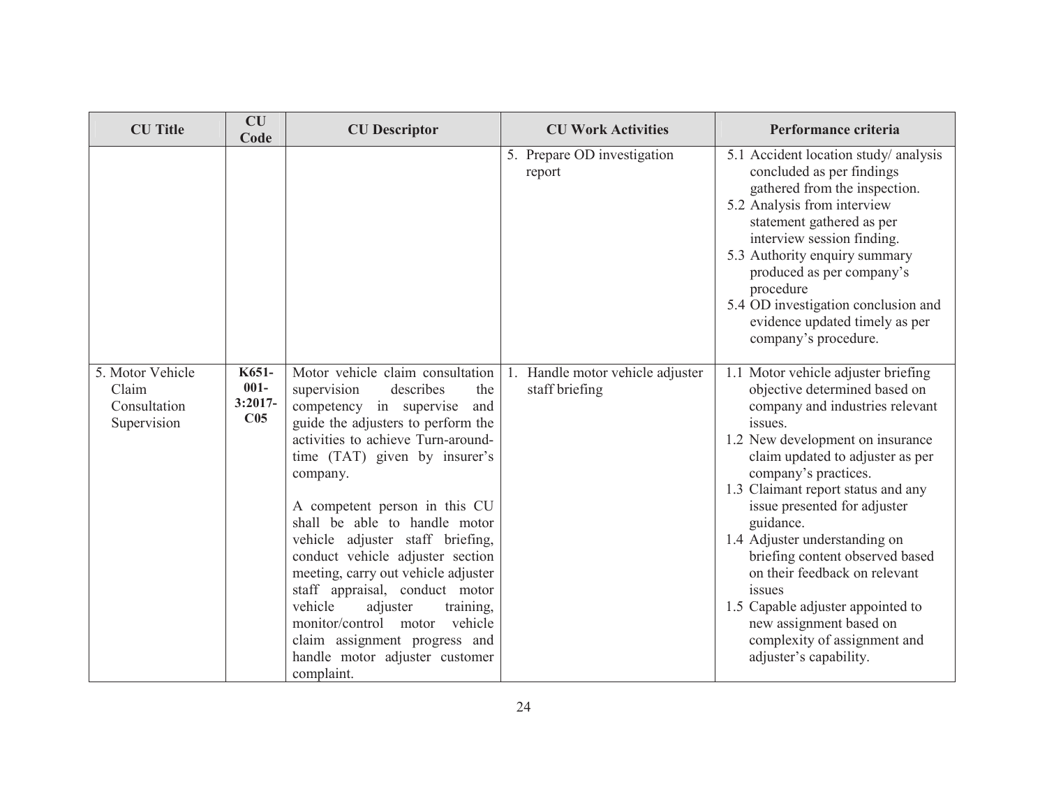| CU Title | CU Code | CU Descriptor | CU Work Activities | Performance criteria |
|---|---|---|---|---|
| | | | 5. Prepare OD investigation report | 5.1 Accident location study/ analysis concluded as per findings gathered from the inspection.<br>5.2 Analysis from interview statement gathered as per interview session finding.<br>5.3 Authority enquiry summary produced as per company's procedure<br>5.4 OD investigation conclusion and evidence updated timely as per company's procedure. |
| 5. Motor Vehicle Claim Consultation Supervision | **K651-001-3:2017-C05** | Motor vehicle claim consultation supervision describes the competency in supervise and guide the adjusters to perform the activities to achieve Turn-around-time (TAT) given by insurer's company.<br><br>A competent person in this CU shall be able to handle motor vehicle adjuster staff briefing, conduct vehicle adjuster section meeting, carry out vehicle adjuster staff appraisal, conduct motor vehicle adjuster training, monitor/control motor vehicle claim assignment progress and handle motor adjuster customer complaint. | 1. Handle motor vehicle adjuster staff briefing | 1.1 Motor vehicle adjuster briefing objective determined based on company and industries relevant issues.<br>1.2 New development on insurance claim updated to adjuster as per company's practices.<br>1.3 Claimant report status and any issue presented for adjuster guidance.<br>1.4 Adjuster understanding on briefing content observed based on their feedback on relevant issues<br>1.5 Capable adjuster appointed to new assignment based on complexity of assignment and adjuster's capability. |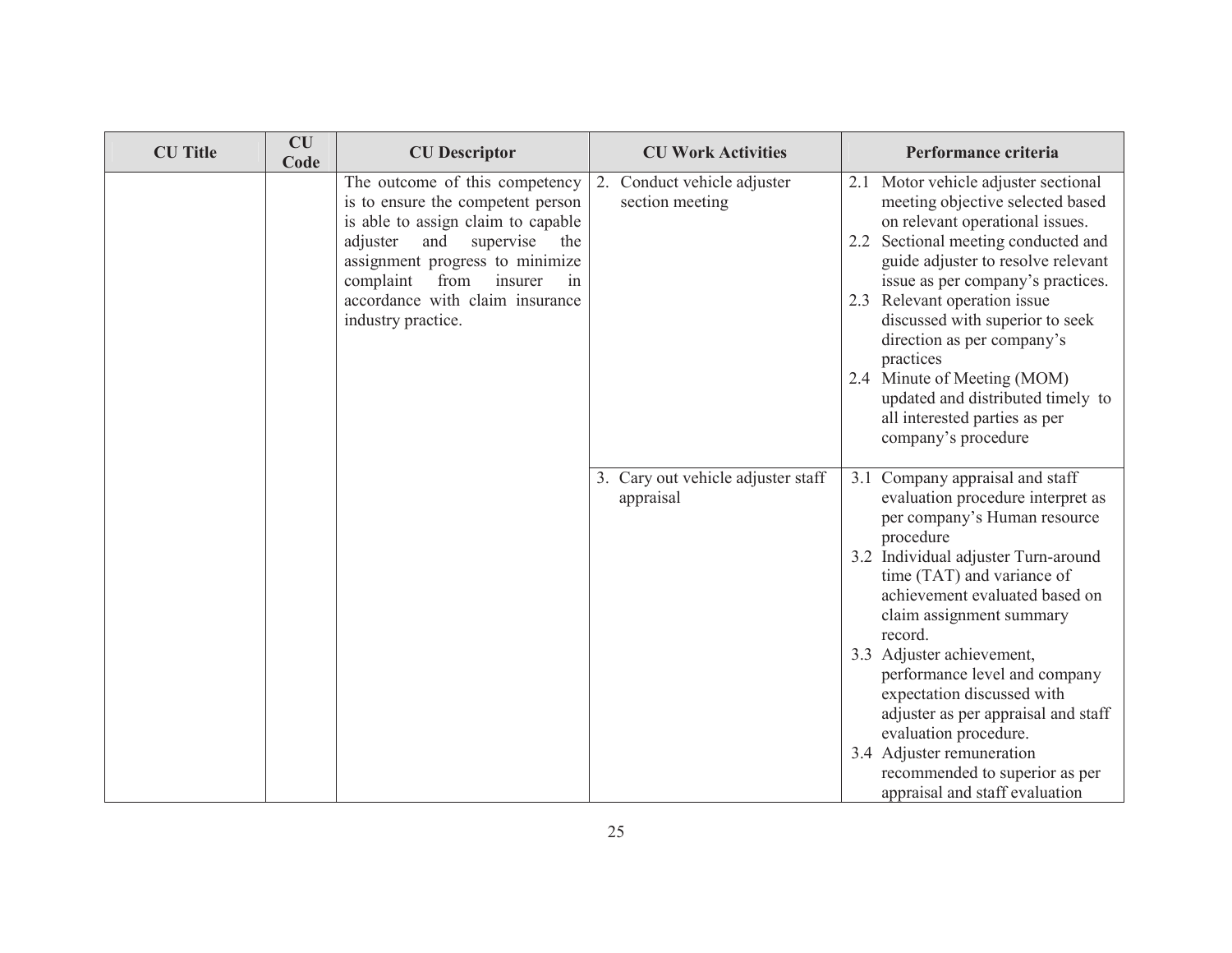| CU Title | CU Code | CU Descriptor | CU Work Activities | Performance criteria |
|---|---|---|---|---|
| | | The outcome of this competency is to ensure the competent person is able to assign claim to capable adjuster and supervise the assignment progress to minimize complaint from insurer in accordance with claim insurance industry practice. | 2. Conduct vehicle adjuster section meeting | 2.1 Motor vehicle adjuster sectional meeting objective selected based on relevant operational issues.<br>2.2 Sectional meeting conducted and guide adjuster to resolve relevant issue as per company's practices.<br>2.3 Relevant operation issue discussed with superior to seek direction as per company's practices<br>2.4 Minute of Meeting (MOM) updated and distributed timely to all interested parties as per company's procedure |
| | | | 3. Cary out vehicle adjuster staff appraisal | 3.1 Company appraisal and staff evaluation procedure interpret as per company's Human resource procedure<br>3.2 Individual adjuster Turn-around time (TAT) and variance of achievement evaluated based on claim assignment summary record.<br>3.3 Adjuster achievement, performance level and company expectation discussed with adjuster as per appraisal and staff evaluation procedure.<br>3.4 Adjuster remuneration recommended to superior as per appraisal and staff evaluation |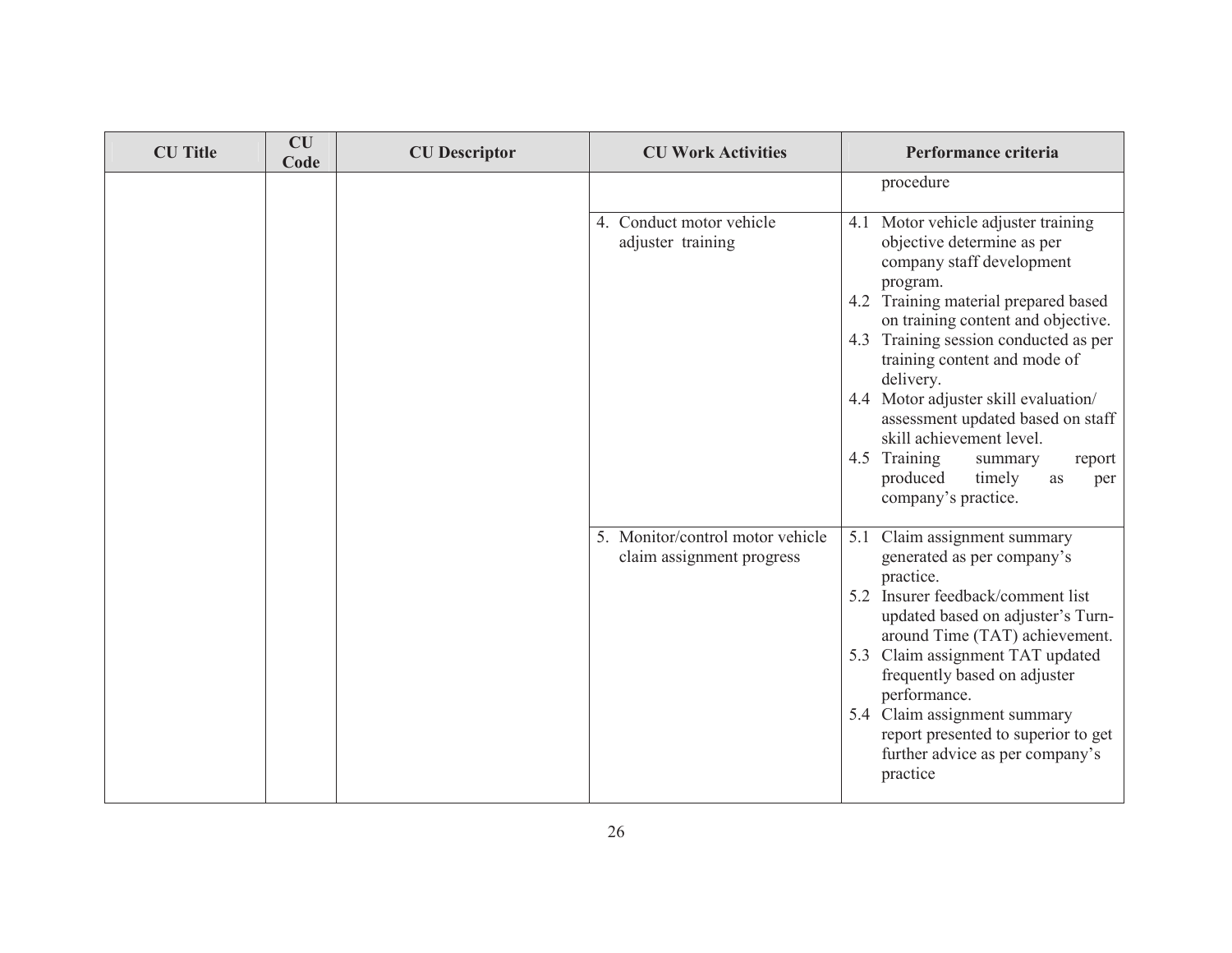| CU Title | CU Code | CU Descriptor | CU Work Activities | Performance criteria |
|---|---|---|---|---|
| | | | | procedure |
| | | | 4. Conduct motor vehicle adjuster training | 4.1 Motor vehicle adjuster training objective determine as per company staff development program.<br>4.2 Training material prepared based on training content and objective.<br>4.3 Training session conducted as per training content and mode of delivery.<br>4.4 Motor adjuster skill evaluation/ assessment updated based on staff skill achievement level.<br>4.5 Training summary report produced timely as per company's practice. |
| | | | 5. Monitor/control motor vehicle claim assignment progress | 5.1 Claim assignment summary generated as per company's practice.<br>5.2 Insurer feedback/comment list updated based on adjuster's Turn-around Time (TAT) achievement.<br>5.3 Claim assignment TAT updated frequently based on adjuster performance.<br>5.4 Claim assignment summary report presented to superior to get further advice as per company's practice |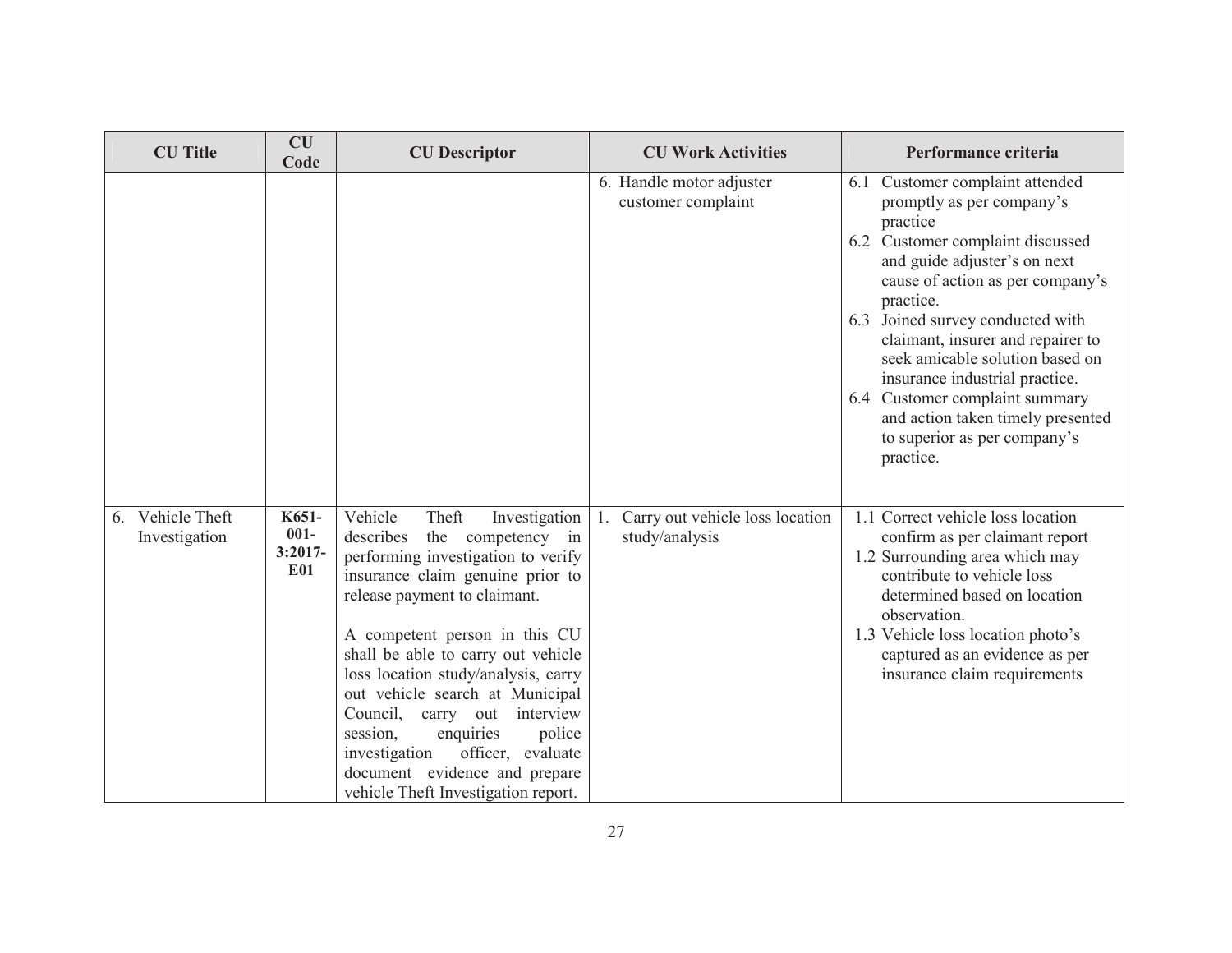| CU Title | CU Code | CU Descriptor | CU Work Activities | Performance criteria |
|---|---|---|---|---|
| | | | 6. Handle motor adjuster customer complaint | 6.1 Customer complaint attended promptly as per company's practice<br>6.2 Customer complaint discussed and guide adjuster's on next cause of action as per company's practice.<br>6.3 Joined survey conducted with claimant, insurer and repairer to seek amicable solution based on insurance industrial practice.<br>6.4 Customer complaint summary and action taken timely presented to superior as per company's practice. |
| 6. Vehicle Theft Investigation | **K651-001-3:2017-E01** | Vehicle Theft Investigation describes the competency in performing investigation to verify insurance claim genuine prior to release payment to claimant.<br><br>A competent person in this CU shall be able to carry out vehicle loss location study/analysis, carry out vehicle search at Municipal Council, carry out interview session, enquiries police investigation officer, evaluate document evidence and prepare vehicle Theft Investigation report. | 1. Carry out vehicle loss location study/analysis | 1.1 Correct vehicle loss location confirm as per claimant report<br>1.2 Surrounding area which may contribute to vehicle loss determined based on location observation.<br>1.3 Vehicle loss location photo's captured as an evidence as per insurance claim requirements |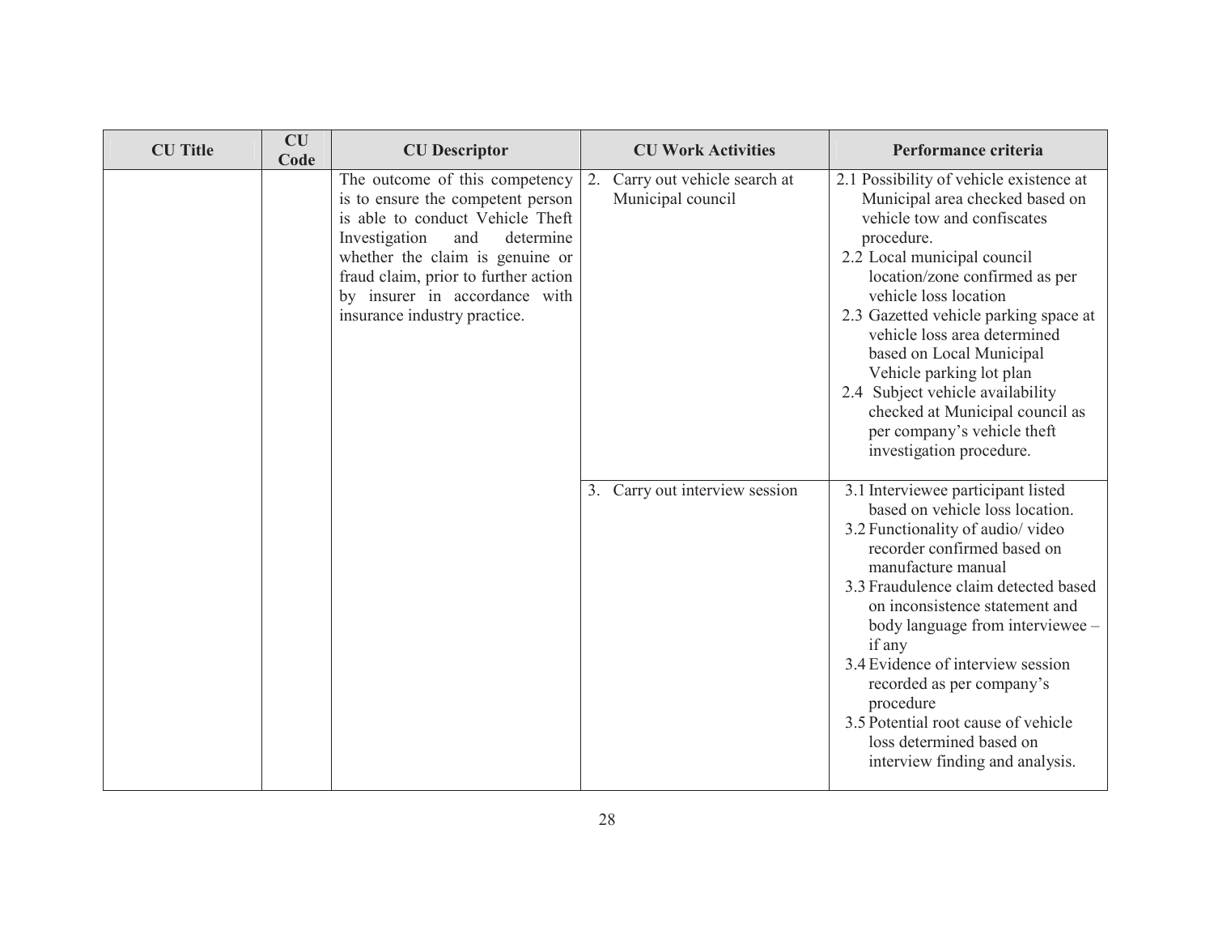| CU Title | CU Code | CU Descriptor | CU Work Activities | Performance criteria |
|---|---|---|---|---|
| | | The outcome of this competency is to ensure the competent person is able to conduct Vehicle Theft Investigation and determine whether the claim is genuine or fraud claim, prior to further action by insurer in accordance with insurance industry practice. | 2. Carry out vehicle search at Municipal council | 2.1 Possibility of vehicle existence at Municipal area checked based on vehicle tow and confiscates procedure.<br>2.2 Local municipal council location/zone confirmed as per vehicle loss location<br>2.3 Gazetted vehicle parking space at vehicle loss area determined based on Local Municipal Vehicle parking lot plan<br>2.4 Subject vehicle availability checked at Municipal council as per company's vehicle theft investigation procedure. |
| | | | 3. Carry out interview session | 3.1 Interviewee participant listed based on vehicle loss location.<br>3.2 Functionality of audio/ video recorder confirmed based on manufacture manual<br>3.3 Fraudulence claim detected based on inconsistence statement and body language from interviewee – if any<br>3.4 Evidence of interview session recorded as per company's procedure<br>3.5 Potential root cause of vehicle loss determined based on interview finding and analysis. |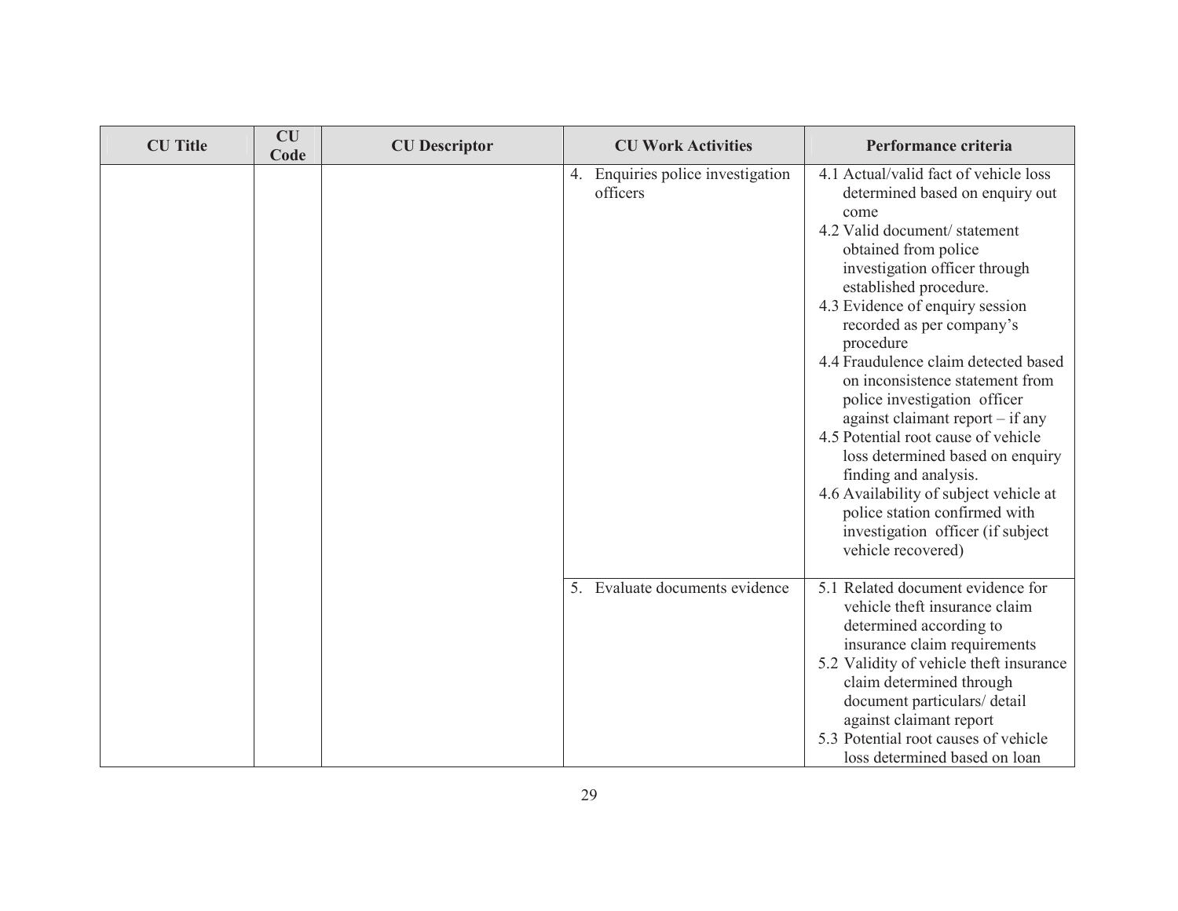| CU Title | CU Code | CU Descriptor | CU Work Activities | Performance criteria |
|---|---|---|---|---|
| | | | 4. Enquiries police investigation officers | 4.1 Actual/valid fact of vehicle loss determined based on enquiry out come<br>4.2 Valid document/ statement obtained from police investigation officer through established procedure.<br>4.3 Evidence of enquiry session recorded as per company's procedure<br>4.4 Fraudulence claim detected based on inconsistence statement from police investigation officer against claimant report – if any<br>4.5 Potential root cause of vehicle loss determined based on enquiry finding and analysis.<br>4.6 Availability of subject vehicle at police station confirmed with investigation officer (if subject vehicle recovered) |
| | | | 5. Evaluate documents evidence | 5.1 Related document evidence for vehicle theft insurance claim determined according to insurance claim requirements<br>5.2 Validity of vehicle theft insurance claim determined through document particulars/ detail against claimant report<br>5.3 Potential root causes of vehicle loss determined based on loan |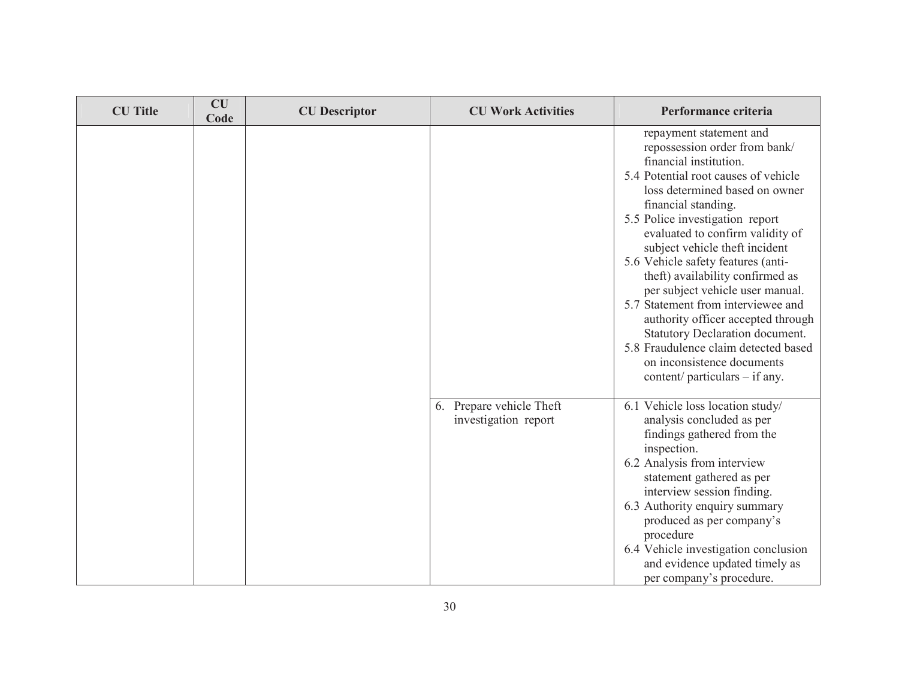| CU Title | CU Code | CU Descriptor | CU Work Activities | Performance criteria |
|---|---|---|---|---|
| | | | | repayment statement and repossession order from bank/ financial institution.<br>5.4 Potential root causes of vehicle loss determined based on owner financial standing.<br>5.5 Police investigation report evaluated to confirm validity of subject vehicle theft incident<br>5.6 Vehicle safety features (anti-theft) availability confirmed as per subject vehicle user manual.<br>5.7 Statement from interviewee and authority officer accepted through Statutory Declaration document.<br>5.8 Fraudulence claim detected based on inconsistence documents content/ particulars – if any. |
| | | | 6. Prepare vehicle Theft investigation report | 6.1 Vehicle loss location study/ analysis concluded as per findings gathered from the inspection.<br>6.2 Analysis from interview statement gathered as per interview session finding.<br>6.3 Authority enquiry summary produced as per company's procedure<br>6.4 Vehicle investigation conclusion and evidence updated timely as per company's procedure. |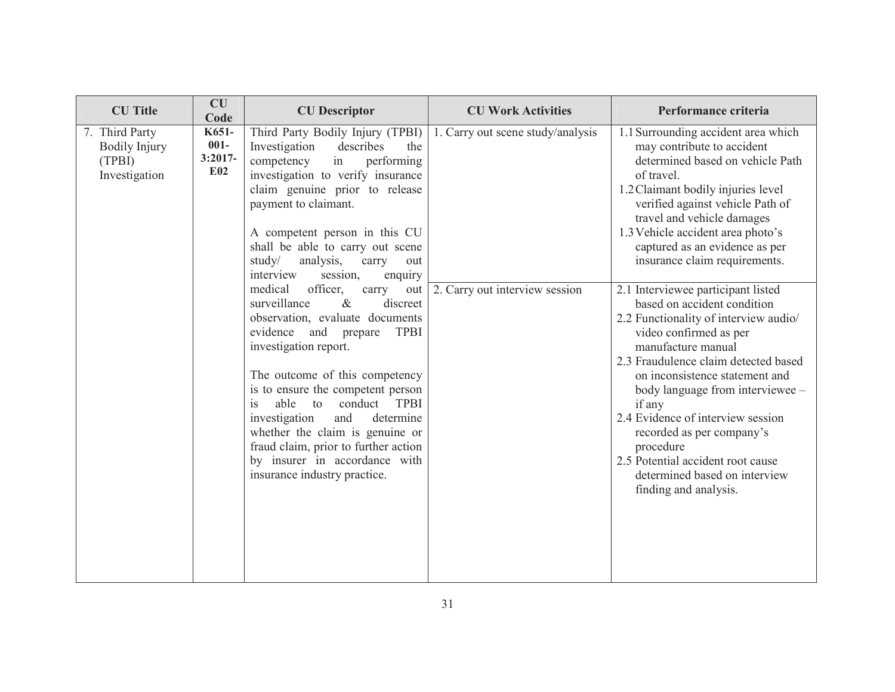| CU Title | CU Code | CU Descriptor | CU Work Activities | Performance criteria |
|---|---|---|---|---|
| 7. Third Party Bodily Injury (TPBI) Investigation | K651-001-3:2017-E02 | Third Party Bodily Injury (TPBI) Investigation describes the competency in performing investigation to verify insurance claim genuine prior to release payment to claimant.<br><br>A competent person in this CU shall be able to carry out scene study/ analysis, carry out interview session, enquiry medical officer, carry out surveillance & discreet observation, evaluate documents evidence and prepare TPBI investigation report.<br><br>The outcome of this competency is to ensure the competent person is able to conduct TPBI investigation and determine whether the claim is genuine or fraud claim, prior to further action by insurer in accordance with insurance industry practice. | 1. Carry out scene study/analysis | 1.1 Surrounding accident area which may contribute to accident determined based on vehicle Path of travel.<br>1.2 Claimant bodily injuries level verified against vehicle Path of travel and vehicle damages<br>1.3 Vehicle accident area photo's captured as an evidence as per insurance claim requirements. |
| | | | 2. Carry out interview session | 2.1 Interviewee participant listed based on accident condition<br>2.2 Functionality of interview audio/ video confirmed as per manufacture manual<br>2.3 Fraudulence claim detected based on inconsistence statement and body language from interviewee – if any<br>2.4 Evidence of interview session recorded as per company's procedure<br>2.5 Potential accident root cause determined based on interview finding and analysis. |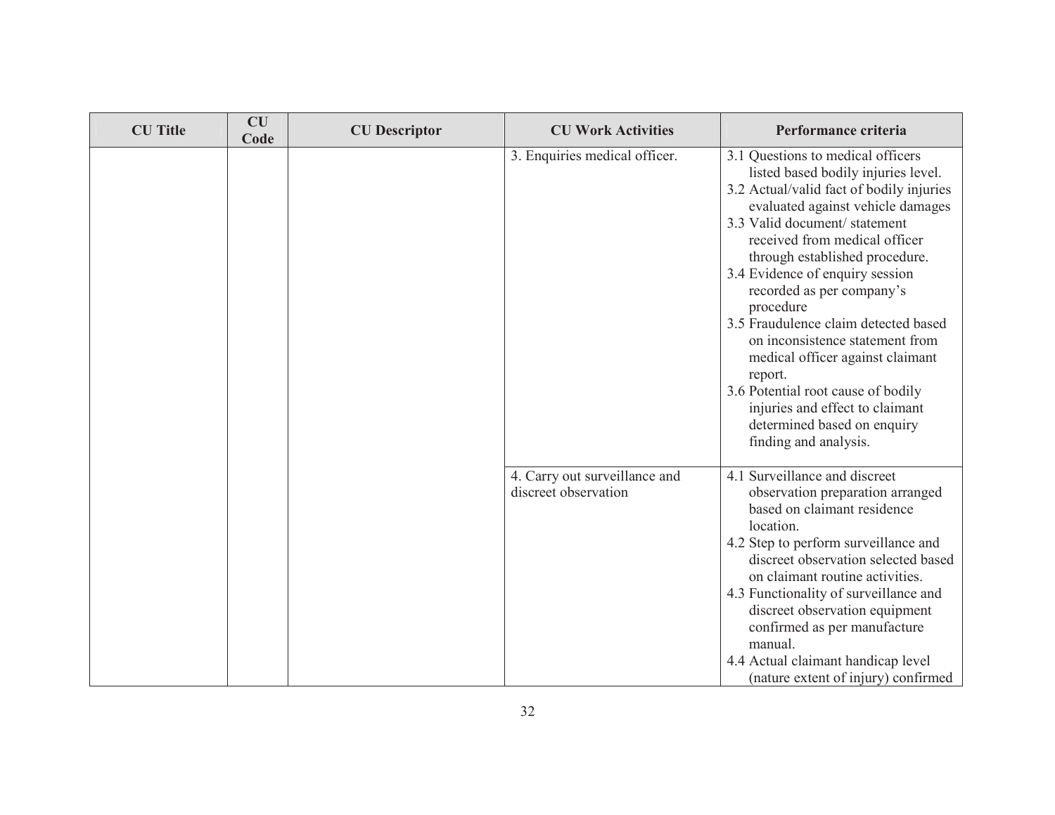| CU Title | CU Code | CU Descriptor | CU Work Activities | Performance criteria |
|---|---|---|---|---|
| | | | 3. Enquiries medical officer. | 3.1 Questions to medical officers listed based bodily injuries level.<br>3.2 Actual/valid fact of bodily injuries evaluated against vehicle damages<br>3.3 Valid document/ statement received from medical officer through established procedure.<br>3.4 Evidence of enquiry session recorded as per company's procedure<br>3.5 Fraudulence claim detected based on inconsistence statement from medical officer against claimant report.<br>3.6 Potential root cause of bodily injuries and effect to claimant determined based on enquiry finding and analysis. |
| | | | 4. Carry out surveillance and discreet observation | 4.1 Surveillance and discreet observation preparation arranged based on claimant residence location.<br>4.2 Step to perform surveillance and discreet observation selected based on claimant routine activities.<br>4.3 Functionality of surveillance and discreet observation equipment confirmed as per manufacture manual.<br>4.4 Actual claimant handicap level (nature extent of injury) confirmed |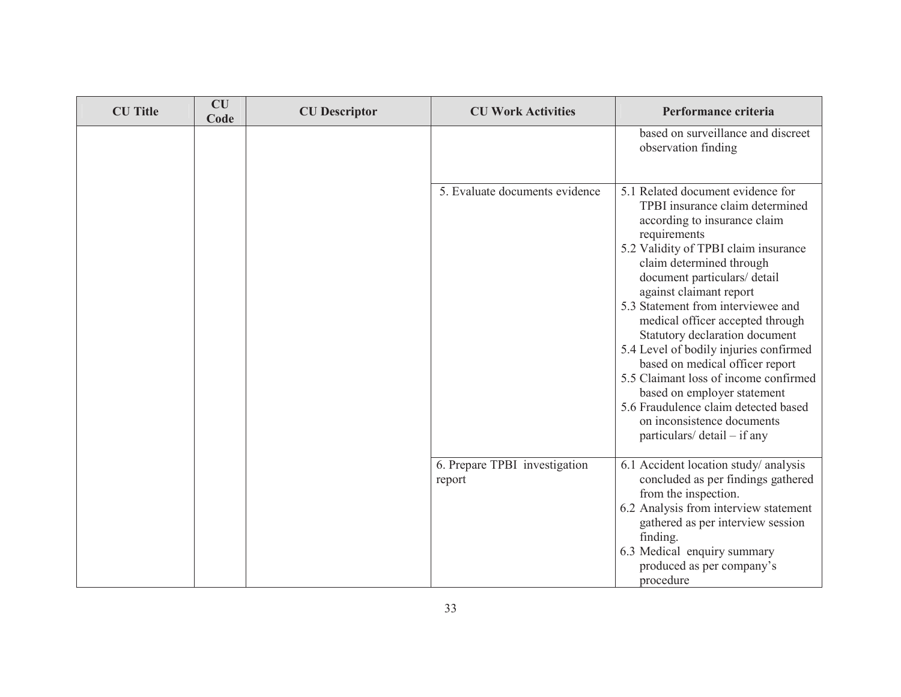| CU Title | CU Code | CU Descriptor | CU Work Activities | Performance criteria |
|---|---|---|---|---|
| | | | | based on surveillance and discreet observation finding |
| | | | 5. Evaluate documents evidence | 5.1 Related document evidence for TPBI insurance claim determined according to insurance claim requirements<br>5.2 Validity of TPBI claim insurance claim determined through document particulars/ detail against claimant report<br>5.3 Statement from interviewee and medical officer accepted through Statutory declaration document<br>5.4 Level of bodily injuries confirmed based on medical officer report<br>5.5 Claimant loss of income confirmed based on employer statement<br>5.6 Fraudulence claim detected based on inconsistence documents particulars/ detail – if any |
| | | | 6. Prepare TPBI investigation report | 6.1 Accident location study/ analysis concluded as per findings gathered from the inspection.<br>6.2 Analysis from interview statement gathered as per interview session finding.<br>6.3 Medical enquiry summary produced as per company's procedure |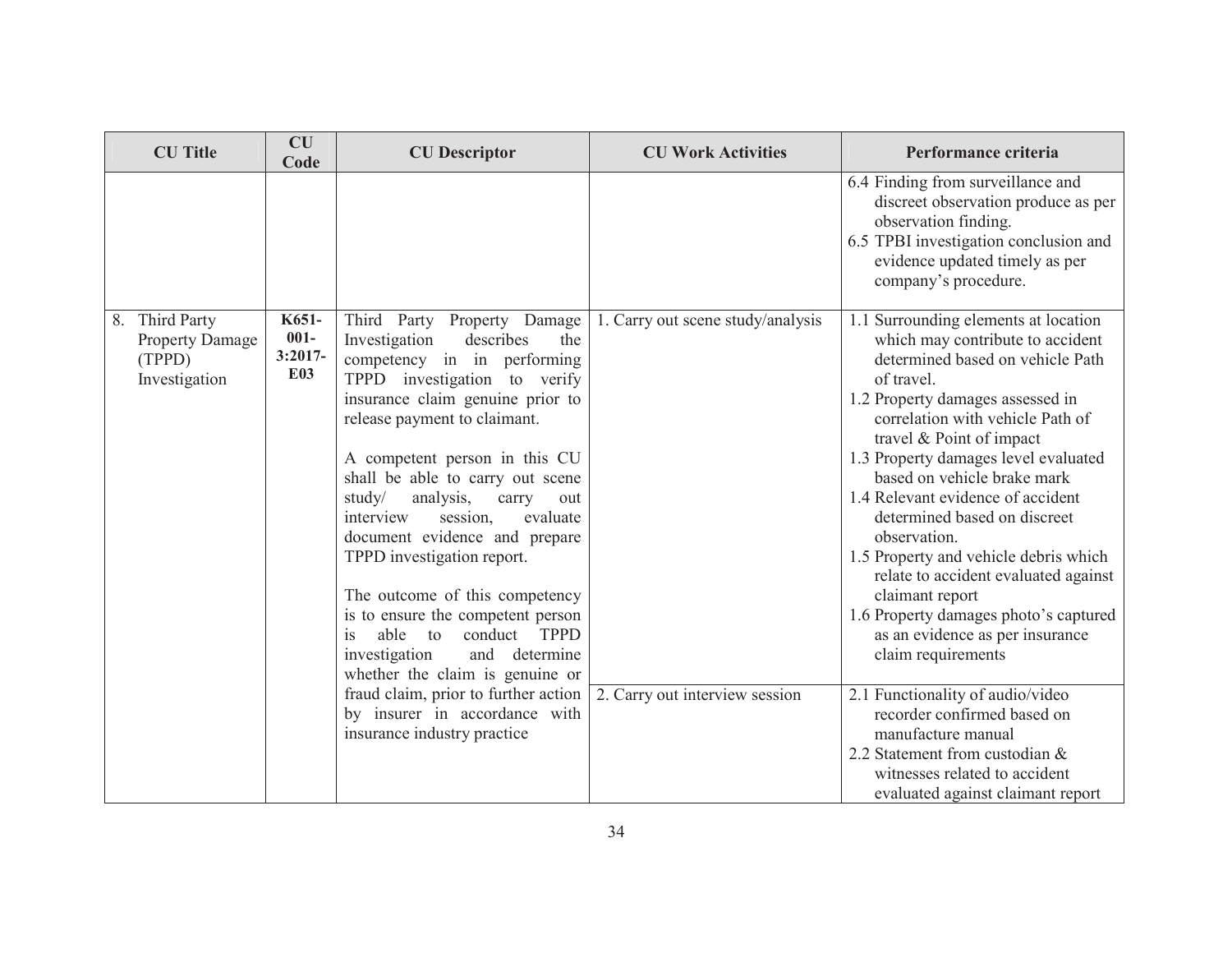| CU Title | CU Code | CU Descriptor | CU Work Activities | Performance criteria |
|---|---|---|---|---|
| | | | | 6.4 Finding from surveillance and discreet observation produce as per observation finding.<br>6.5 TPBI investigation conclusion and evidence updated timely as per company's procedure. |
| 8. Third Party Property Damage (TPPD) Investigation | **K651-001-3:2017-E03** | Third Party Property Damage Investigation describes the competency in in performing TPPD investigation to verify insurance claim genuine prior to release payment to claimant.<br><br>A competent person in this CU shall be able to carry out scene study/ analysis, carry out interview session, evaluate document evidence and prepare TPPD investigation report.<br><br>The outcome of this competency is to ensure the competent person is able to conduct TPPD investigation and determine whether the claim is genuine or fraud claim, prior to further action by insurer in accordance with insurance industry practice | 1. Carry out scene study/analysis | 1.1 Surrounding elements at location which may contribute to accident determined based on vehicle Path of travel.<br>1.2 Property damages assessed in correlation with vehicle Path of travel & Point of impact<br>1.3 Property damages level evaluated based on vehicle brake mark<br>1.4 Relevant evidence of accident determined based on discreet observation.<br>1.5 Property and vehicle debris which relate to accident evaluated against claimant report<br>1.6 Property damages photo's captured as an evidence as per insurance claim requirements |
| | | | 2. Carry out interview session | 2.1 Functionality of audio/video recorder confirmed based on manufacture manual<br>2.2 Statement from custodian & witnesses related to accident evaluated against claimant report |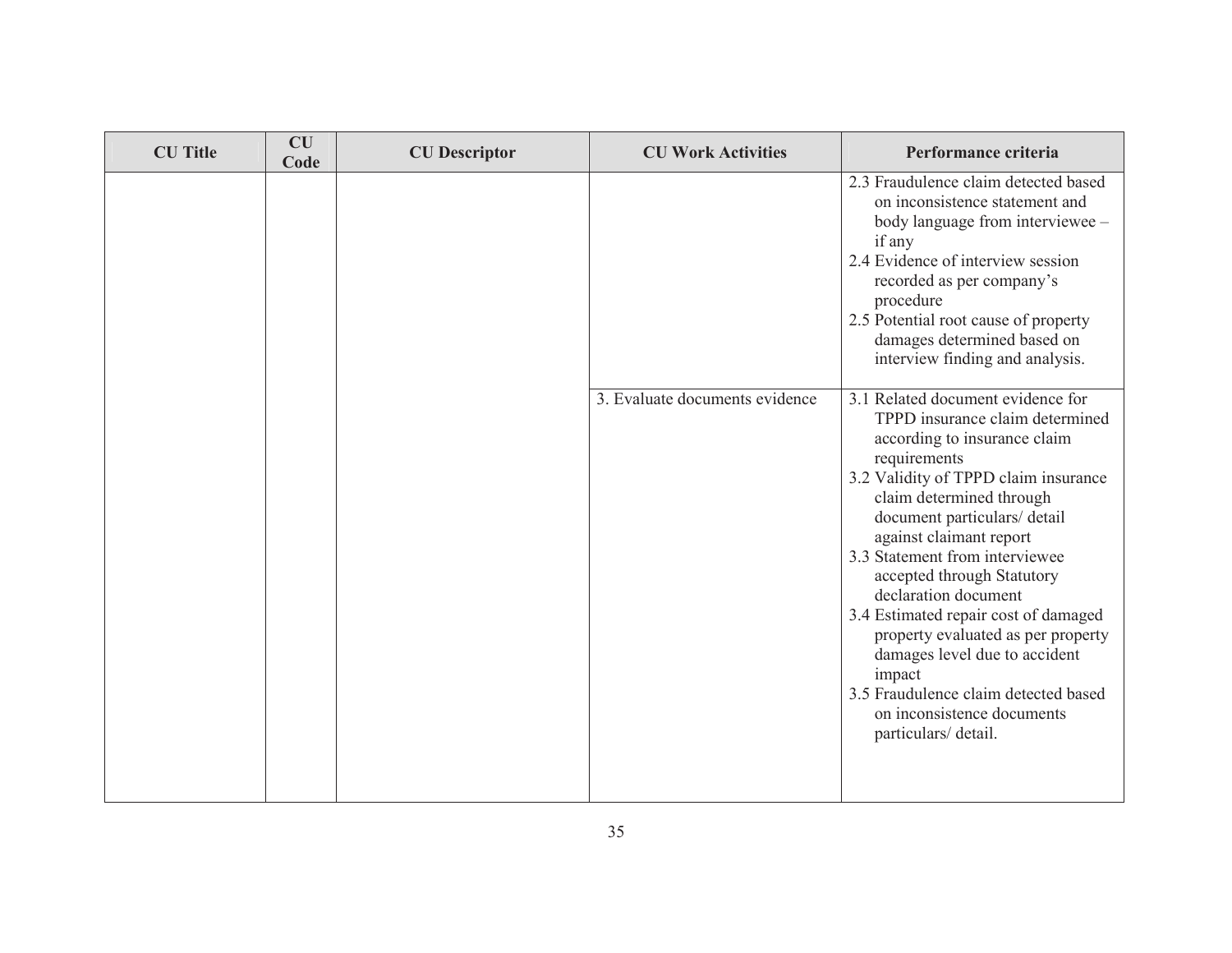| CU Title | CU Code | CU Descriptor | CU Work Activities | Performance criteria |
|---|---|---|---|---|
| | | | | 2.3 Fraudulence claim detected based on inconsistence statement and body language from interviewee – if any<br>2.4 Evidence of interview session recorded as per company's procedure<br>2.5 Potential root cause of property damages determined based on interview finding and analysis. |
| | | | 3. Evaluate documents evidence | 3.1 Related document evidence for TPPD insurance claim determined according to insurance claim requirements<br>3.2 Validity of TPPD claim insurance claim determined through document particulars/ detail against claimant report<br>3.3 Statement from interviewee accepted through Statutory declaration document<br>3.4 Estimated repair cost of damaged property evaluated as per property damages level due to accident impact<br>3.5 Fraudulence claim detected based on inconsistence documents particulars/ detail. |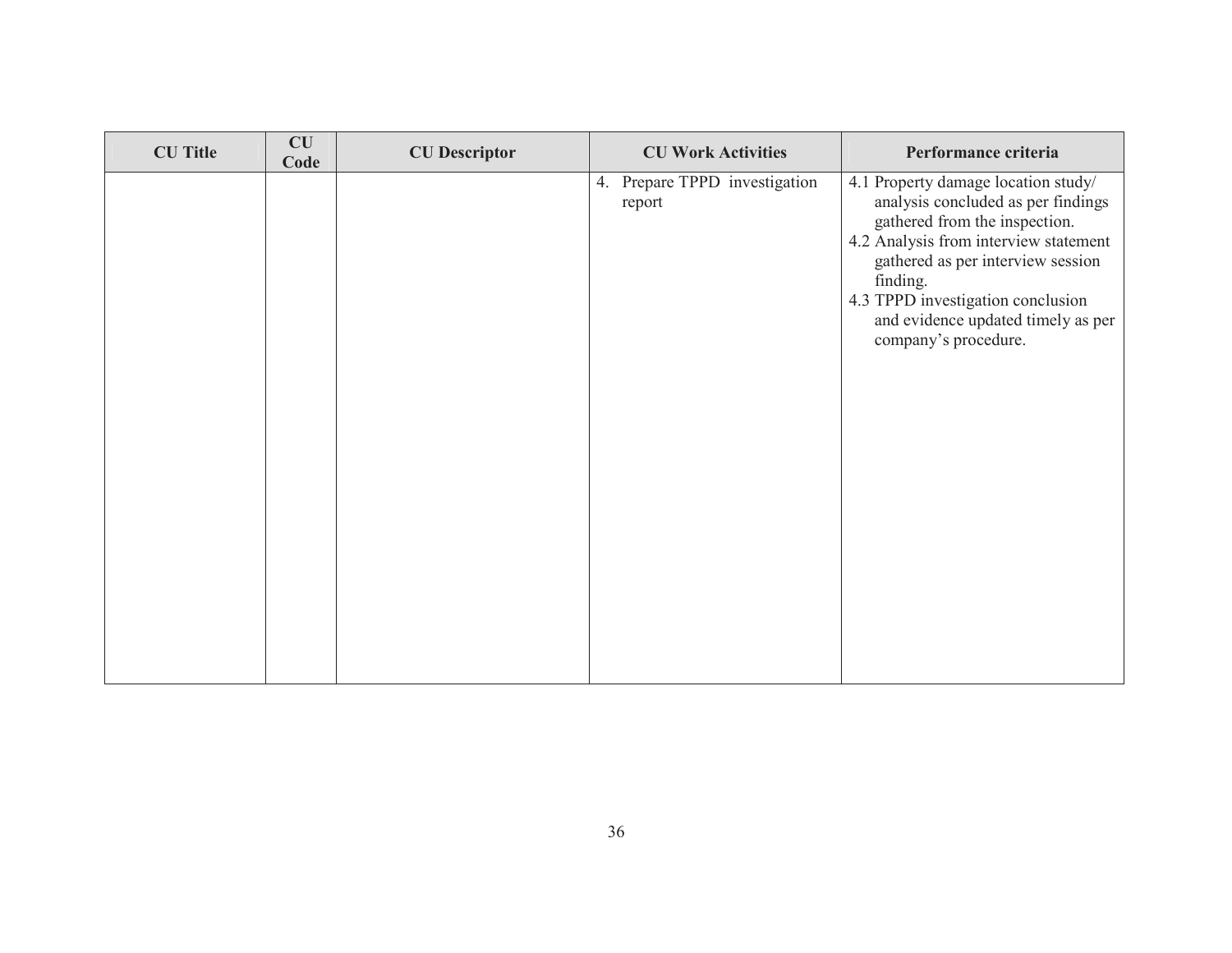| CU Title | CU Code | CU Descriptor | CU Work Activities | Performance criteria |
|---|---|---|---|---|
| | | | 4. Prepare TPPD investigation report | 4.1 Property damage location study/ analysis concluded as per findings gathered from the inspection.<br>4.2 Analysis from interview statement gathered as per interview session finding.<br>4.3 TPPD investigation conclusion and evidence updated timely as per company's procedure. |